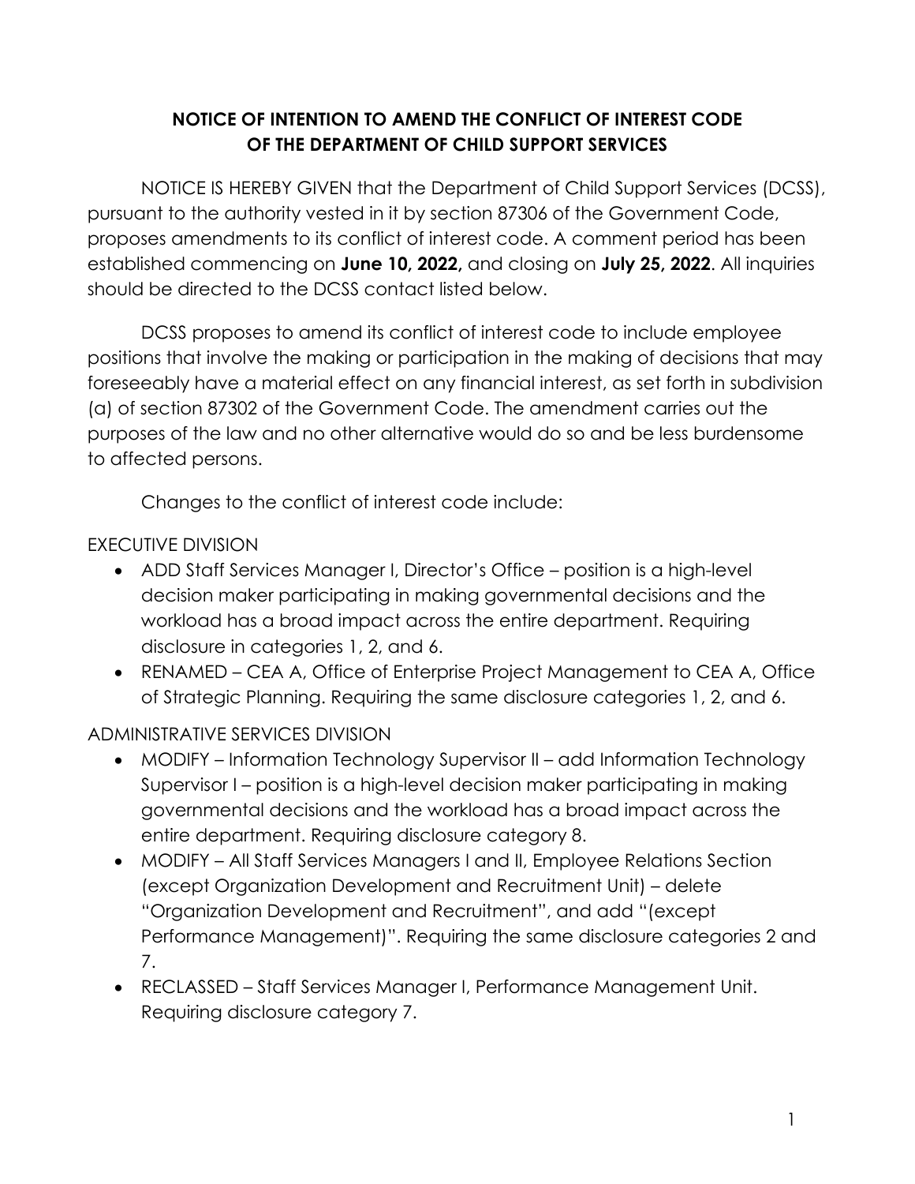# NOTICE OF INTENTION TO AMEND THE CONFLICT OF INTEREST CODE OF THE DEPARTMENT OF CHILD SUPPORT SERVICES

NOTICE IS HEREBY GIVEN that the Department of Child Support Services (DCSS), pursuant to the authority vested in it by section 87306 of the Government Code, proposes amendments to its conflict of interest code. A comment period has been established commencing on **June 10, 2022,** and closing on **July 25, 2022**. All inquiries should be directed to the DCSS contact listed below.

DCSS proposes to amend its conflict of interest code to include employee positions that involve the making or participation in the making of decisions that may foreseeably have a material effect on any financial interest, as set forth in subdivision (a) of section 87302 of the Government Code. The amendment carries out the purposes of the law and no other alternative would do so and be less burdensome to affected persons.

Changes to the conflict of interest code include:

EXECUTIVE DIVISION

- ADD Staff Services Manager I, Director's Office – position is a high-level decision maker participating in making governmental decisions and the workload has a broad impact across the entire department. Requiring disclosure in categories 1, 2, and 6.
- RENAMED – CEA A, Office of Enterprise Project Management to CEA A, Office of Strategic Planning. Requiring the same disclosure categories 1, 2, and 6.

ADMINISTRATIVE SERVICES DIVISION

- MODIFY – Information Technology Supervisor II – add Information Technology Supervisor I – position is a high-level decision maker participating in making governmental decisions and the workload has a broad impact across the entire department. Requiring disclosure category 8.
- MODIFY – All Staff Services Managers I and II, Employee Relations Section (except Organization Development and Recruitment Unit) – delete "Organization Development and Recruitment", and add "(except Performance Management)". Requiring the same disclosure categories 2 and 7.
- RECLASSED – Staff Services Manager I, Performance Management Unit. Requiring disclosure category 7.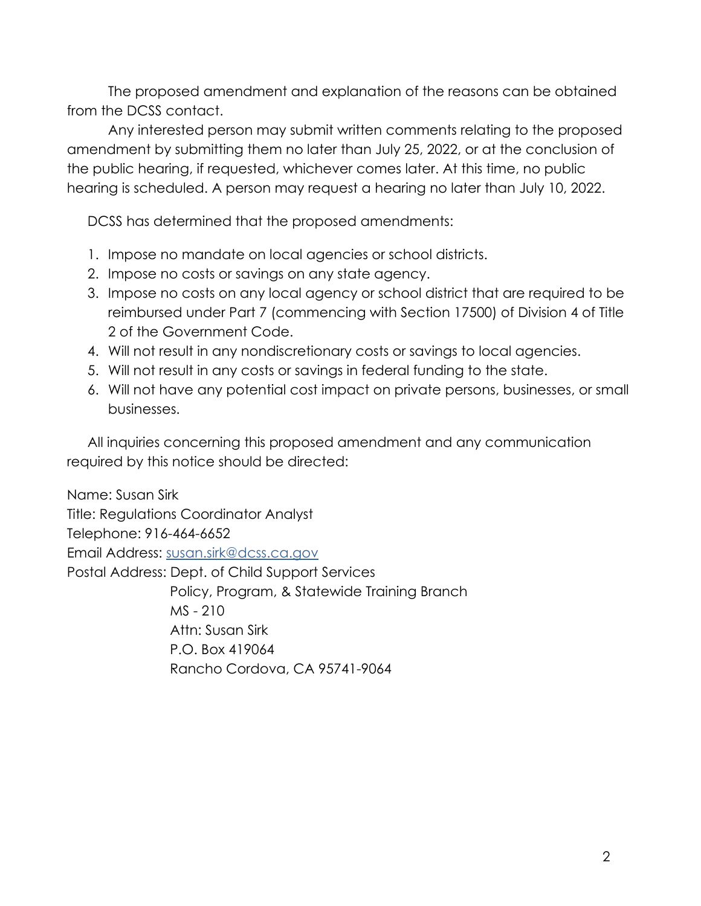The proposed amendment and explanation of the reasons can be obtained from the DCSS contact.

Any interested person may submit written comments relating to the proposed amendment by submitting them no later than July 25, 2022, or at the conclusion of the public hearing, if requested, whichever comes later. At this time, no public hearing is scheduled. A person may request a hearing no later than July 10, 2022.

DCSS has determined that the proposed amendments:

1. Impose no mandate on local agencies or school districts.
2. Impose no costs or savings on any state agency.
3. Impose no costs on any local agency or school district that are required to be reimbursed under Part 7 (commencing with Section 17500) of Division 4 of Title 2 of the Government Code.
4. Will not result in any nondiscretionary costs or savings to local agencies.
5. Will not result in any costs or savings in federal funding to the state.
6. Will not have any potential cost impact on private persons, businesses, or small businesses.

All inquiries concerning this proposed amendment and any communication required by this notice should be directed:

Name: Susan Sirk
Title: Regulations Coordinator Analyst
Telephone: 916-464-6652
Email Address: [susan.sirk@dcss.ca.gov](mailto:susan.sirk@dcss.ca.gov)
Postal Address: Dept. of Child Support Services
Policy, Program, & Statewide Training Branch
MS - 210
Attn: Susan Sirk
P.O. Box 419064
Rancho Cordova, CA 95741-9064